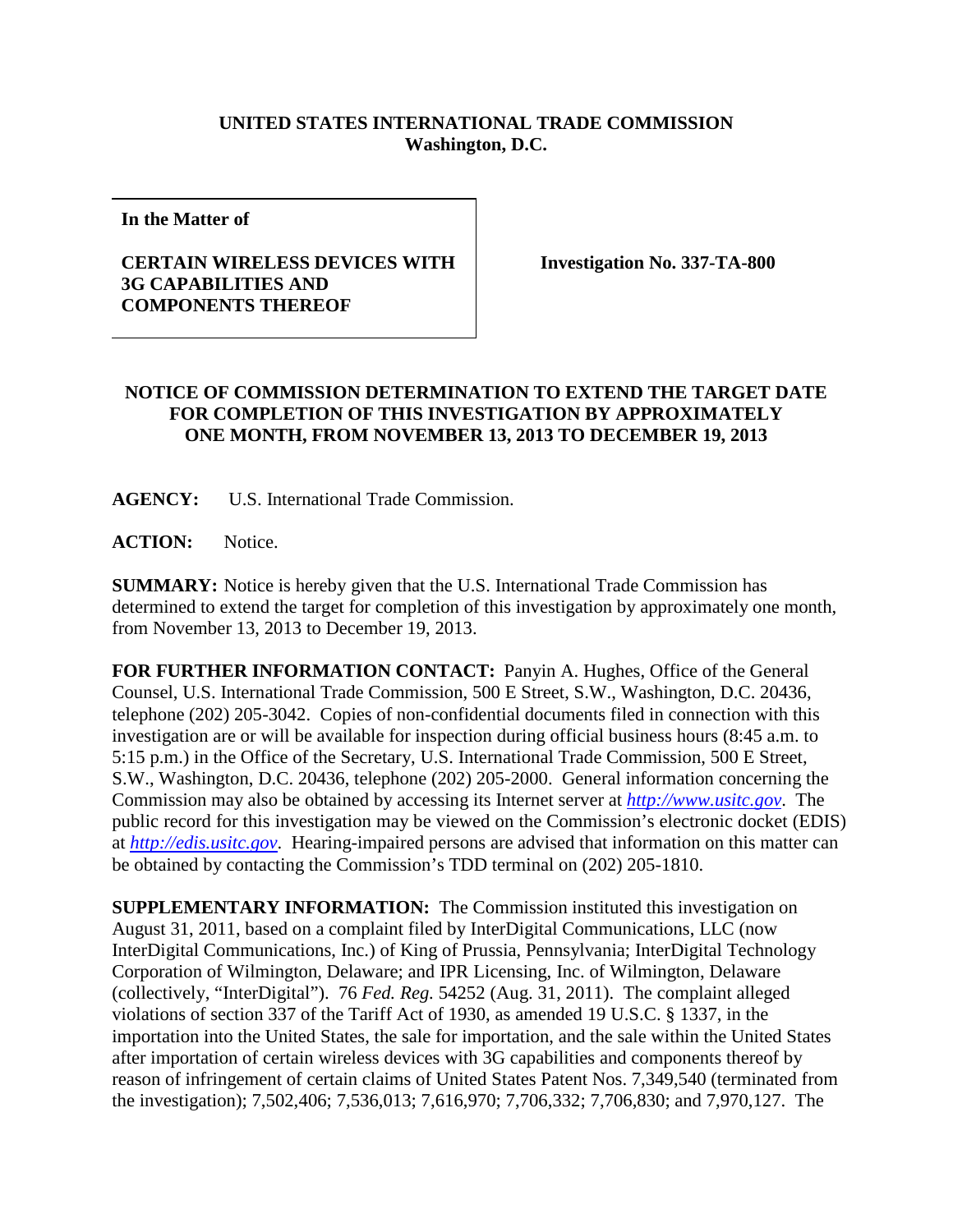**UNITED STATES INTERNATIONAL TRADE COMMISSION**
**Washington, D.C.**

| **In the Matter of** **CERTAIN WIRELESS DEVICES WITH 3G CAPABILITIES AND COMPONENTS THEREOF** | **Investigation No. 337-TA-800** |
|---|---|

**NOTICE OF COMMISSION DETERMINATION TO EXTEND THE TARGET DATE FOR COMPLETION OF THIS INVESTIGATION BY APPROXIMATELY ONE MONTH, FROM NOVEMBER 13, 2013 TO DECEMBER 19, 2013**

**AGENCY:** U.S. International Trade Commission.

**ACTION:** Notice.

**SUMMARY:** Notice is hereby given that the U.S. International Trade Commission has determined to extend the target for completion of this investigation by approximately one month, from November 13, 2013 to December 19, 2013.

**FOR FURTHER INFORMATION CONTACT:** Panyin A. Hughes, Office of the General Counsel, U.S. International Trade Commission, 500 E Street, S.W., Washington, D.C. 20436, telephone (202) 205-3042. Copies of non-confidential documents filed in connection with this investigation are or will be available for inspection during official business hours (8:45 a.m. to 5:15 p.m.) in the Office of the Secretary, U.S. International Trade Commission, 500 E Street, S.W., Washington, D.C. 20436, telephone (202) 205-2000. General information concerning the Commission may also be obtained by accessing its Internet server at *http://www.usitc.gov*. The public record for this investigation may be viewed on the Commission's electronic docket (EDIS) at *http://edis.usitc.gov*. Hearing-impaired persons are advised that information on this matter can be obtained by contacting the Commission's TDD terminal on (202) 205-1810.

**SUPPLEMENTARY INFORMATION:** The Commission instituted this investigation on August 31, 2011, based on a complaint filed by InterDigital Communications, LLC (now InterDigital Communications, Inc.) of King of Prussia, Pennsylvania; InterDigital Technology Corporation of Wilmington, Delaware; and IPR Licensing, Inc. of Wilmington, Delaware (collectively, "InterDigital"). 76 *Fed. Reg.* 54252 (Aug. 31, 2011). The complaint alleged violations of section 337 of the Tariff Act of 1930, as amended 19 U.S.C. § 1337, in the importation into the United States, the sale for importation, and the sale within the United States after importation of certain wireless devices with 3G capabilities and components thereof by reason of infringement of certain claims of United States Patent Nos. 7,349,540 (terminated from the investigation); 7,502,406; 7,536,013; 7,616,970; 7,706,332; 7,706,830; and 7,970,127. The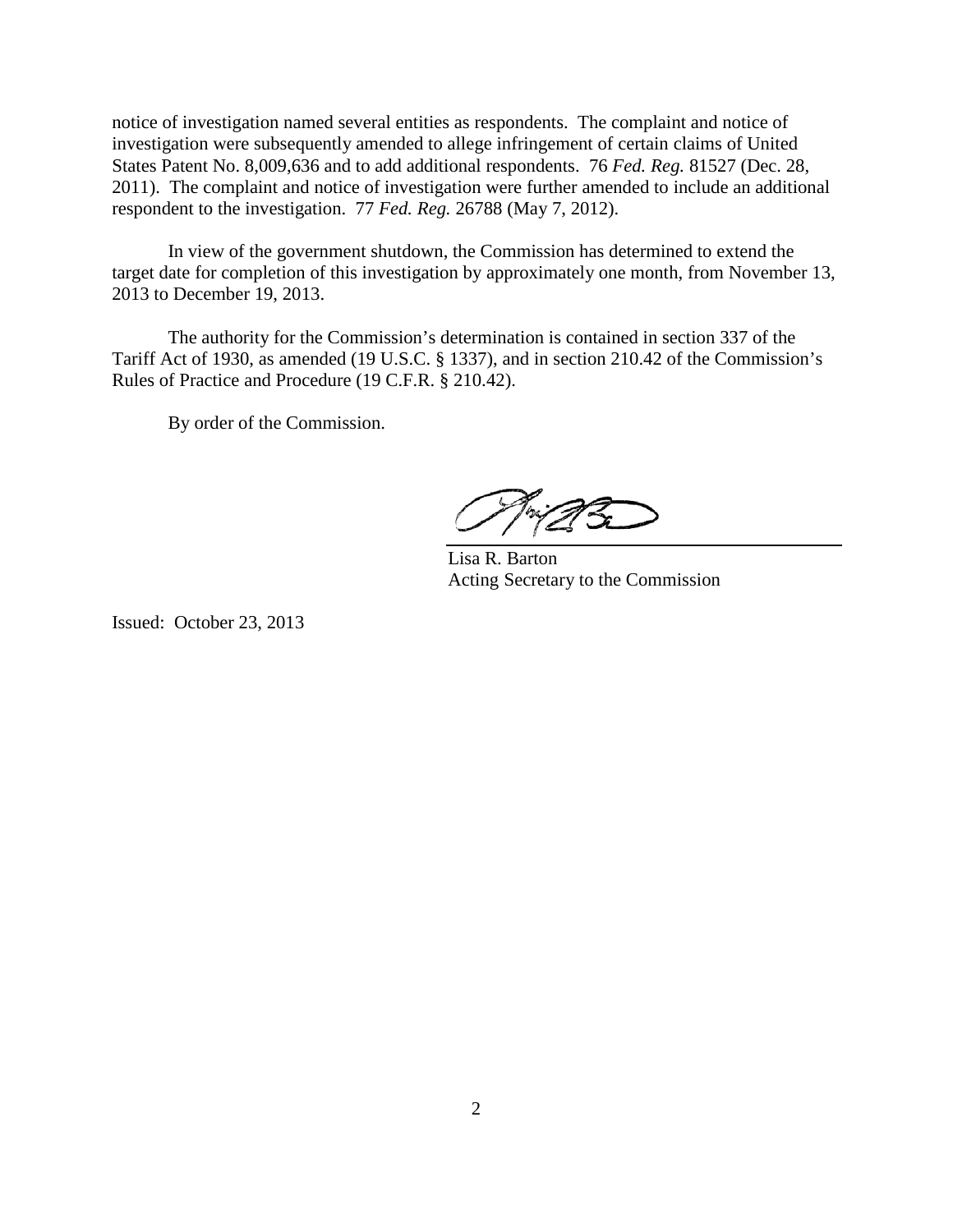notice of investigation named several entities as respondents. The complaint and notice of investigation were subsequently amended to allege infringement of certain claims of United States Patent No. 8,009,636 and to add additional respondents. 76 *Fed. Reg.* 81527 (Dec. 28, 2011). The complaint and notice of investigation were further amended to include an additional respondent to the investigation. 77 *Fed. Reg.* 26788 (May 7, 2012).

In view of the government shutdown, the Commission has determined to extend the target date for completion of this investigation by approximately one month, from November 13, 2013 to December 19, 2013.

The authority for the Commission's determination is contained in section 337 of the Tariff Act of 1930, as amended (19 U.S.C. § 1337), and in section 210.42 of the Commission's Rules of Practice and Procedure (19 C.F.R. § 210.42).

By order of the Commission.

Lisa R. Barton
Acting Secretary to the Commission

Issued: October 23, 2013